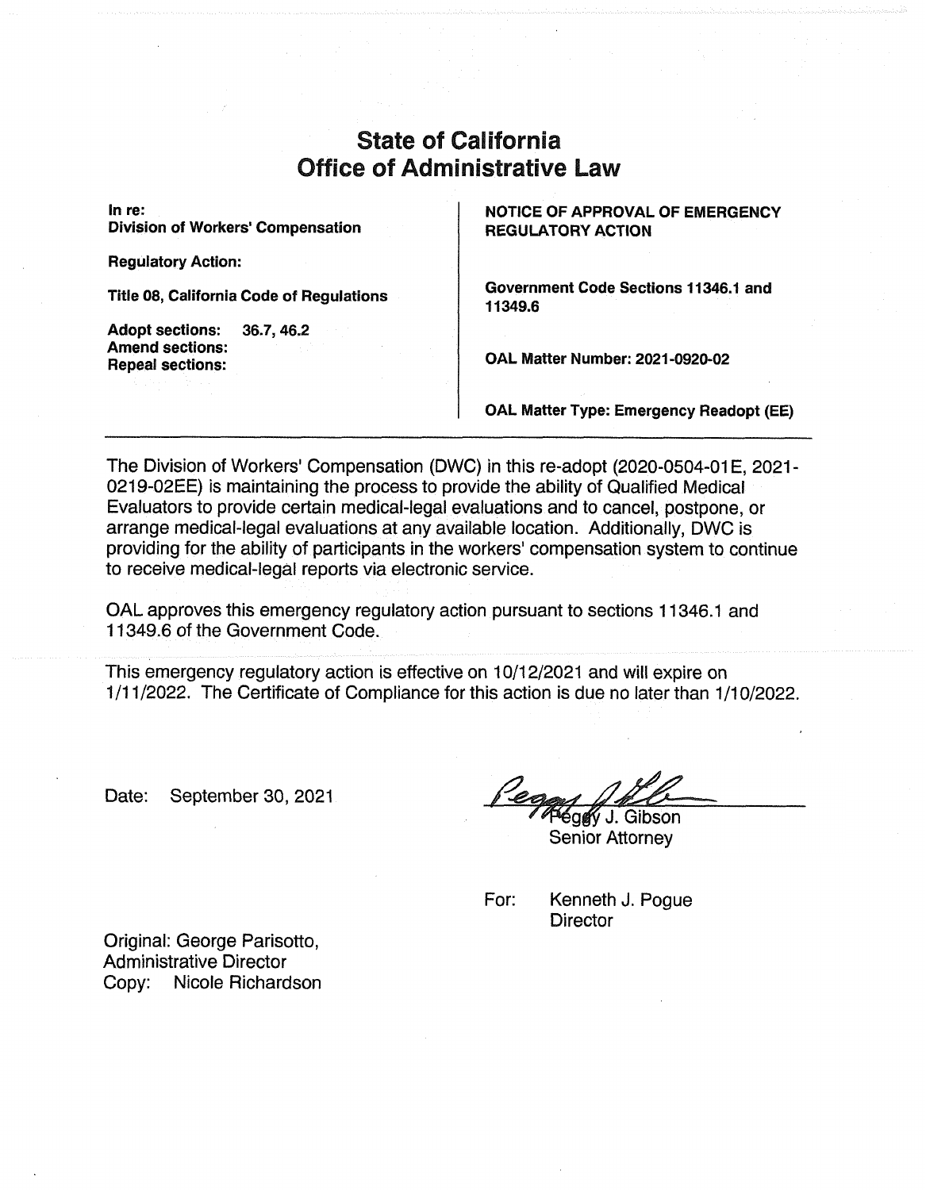# State of California
# Office of Administrative Law

**In re:**
**Division of Workers' Compensation**

**Regulatory Action:**

**Title 08, California Code of Regulations**

**Adopt sections:** 36.7, 46.2
**Amend sections:**
**Repeal sections:**

**NOTICE OF APPROVAL OF EMERGENCY REGULATORY ACTION**

**Government Code Sections 11346.1 and 11349.6**

**OAL Matter Number: 2021-0920-02**

**OAL Matter Type: Emergency Readopt (EE)**

---

The Division of Workers' Compensation (DWC) in this re-adopt (2020-0504-01E, 2021-0219-02EE) is maintaining the process to provide the ability of Qualified Medical Evaluators to provide certain medical-legal evaluations and to cancel, postpone, or arrange medical-legal evaluations at any available location. Additionally, DWC is providing for the ability of participants in the workers' compensation system to continue to receive medical-legal reports via electronic service.

OAL approves this emergency regulatory action pursuant to sections 11346.1 and 11349.6 of the Government Code.

This emergency regulatory action is effective on 10/12/2021 and will expire on 1/11/2022. The Certificate of Compliance for this action is due no later than 1/10/2022.

Date: September 30, 2021

Peggy J. Gibson
Senior Attorney

For: Kenneth J. Pogue
Director

Original: George Parisotto,
Administrative Director
Copy: Nicole Richardson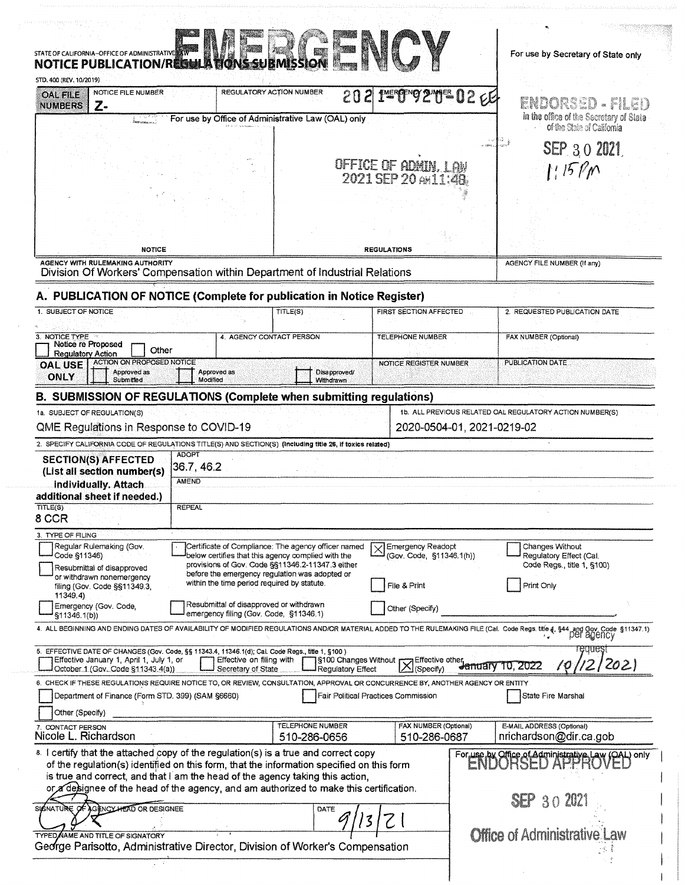# EMERGENCY

STATE OF CALIFORNIA--OFFICE OF ADMINISTRATIVE LAW

**NOTICE PUBLICATION/REGULATIONS SUBMISSION**

STD. 400 (REV. 10/2019)

For use by Secretary of State only

| OAL FILE NUMBERS | NOTICE FILE NUMBER | REGULATORY ACTION NUMBER | EMERGENCY NUMBER |
|---|---|---|---|
| | Z- | | 2021-0920-02 EE |

For use by Office of Administrative Law (OAL) only

OFFICE OF ADMIN. LAW
2021 SEP 20 AM 11:48

ENDORSED - FILED
in the office of the Secretary of State of the State of California
SEP 30 2021
1:15 PM

NOTICE | REGULATIONS

AGENCY WITH RULEMAKING AUTHORITY
Division Of Workers' Compensation within Department of Industrial Relations

AGENCY FILE NUMBER (If any)

## A. PUBLICATION OF NOTICE (Complete for publication in Notice Register)

| 1. SUBJECT OF NOTICE | TITLE(S) | FIRST SECTION AFFECTED | 2. REQUESTED PUBLICATION DATE |
|---|---|---|---|
| | | | |

| 3. NOTICE TYPE | 4. AGENCY CONTACT PERSON | TELEPHONE NUMBER | FAX NUMBER (Optional) |
|---|---|---|---|
| ☐ Notice re Proposed Regulatory Action ☐ Other | | | |

| OAL USE ONLY | ACTION ON PROPOSED NOTICE | NOTICE REGISTER NUMBER | PUBLICATION DATE |
|---|---|---|---|
| | ☐ Approved as Submitted ☐ Approved as Modified ☐ Disapproved/Withdrawn | | |

## B. SUBMISSION OF REGULATIONS (Complete when submitting regulations)

1a. SUBJECT OF REGULATION(S)
QME Regulations in Response to COVID-19

1b. ALL PREVIOUS RELATED OAL REGULATORY ACTION NUMBER(S)
2020-0504-01, 2021-0219-02

2. SPECIFY CALIFORNIA CODE OF REGULATIONS TITLE(S) AND SECTION(S) (Including title 26, if toxics related)

| SECTION(S) AFFECTED (List all section number(s) individually. Attach additional sheet if needed.) | ADOPT: 36.7, 46.2 |
|---|---|
| | AMEND |
| TITLE(S): 8 CCR | REPEAL |

3. TYPE OF FILING

- ☐ Regular Rulemaking (Gov. Code §11346)
- ☐ Resubmittal of disapproved or withdrawn nonemergency filing (Gov. Code §§11349.3, 11349.4)
- ☐ Emergency (Gov. Code, §11346.1(b))
- ☐ Certificate of Compliance: The agency officer named below certifies that this agency complied with the provisions of Gov. Code §§11346.2-11347.3 either before the emergency regulation was adopted or within the time period required by statute.
- ☐ Resubmittal of disapproved or withdrawn emergency filing (Gov. Code, §11346.1)
- ☒ Emergency Readopt (Gov. Code, §11346.1(h))
- ☐ File & Print
- ☐ Other (Specify)
- ☐ Changes Without Regulatory Effect (Cal. Code Regs., title 1, §100)
- ☐ Print Only

4. ALL BEGINNING AND ENDING DATES OF AVAILABILITY OF MODIFIED REGULATIONS AND/OR MATERIAL ADDED TO THE RULEMAKING FILE (Cal. Code Regs. title 1, §44 and Gov. Code §11347.1)

5. EFFECTIVE DATE OF CHANGES (Gov. Code, §§ 11343.4, 11346.1(d); Cal. Code Regs., title 1, §100)
☐ Effective January 1, April 1, July 1, or October 1 (Gov. Code §11343.4(a)) ☐ Effective on filing with Secretary of State ☐ §100 Changes Without Regulatory Effect ☒ Effective other (Specify) ~~January 10, 2022~~ 10/12/2021 per agency request

6. CHECK IF THESE REGULATIONS REQUIRE NOTICE TO, OR REVIEW, CONSULTATION, APPROVAL OR CONCURRENCE BY, ANOTHER AGENCY OR ENTITY
☐ Department of Finance (Form STD. 399) (SAM §6660) ☐ Fair Political Practices Commission ☐ State Fire Marshal
☐ Other (Specify)

| 7. CONTACT PERSON | TELEPHONE NUMBER | FAX NUMBER (Optional) | E-MAIL ADDRESS (Optional) |
|---|---|---|---|
| Nicole L. Richardson | 510-286-0656 | 510-286-0687 | nrichardson@dir.ca.gob |

8. I certify that the attached copy of the regulation(s) is a true and correct copy of the regulation(s) identified on this form, that the information specified on this form is true and correct, and that I am the head of the agency taking this action, or a designee of the head of the agency, and am authorized to make this certification.

SIGNATURE OF AGENCY HEAD OR DESIGNEE — DATE 9/13/21

TYPED NAME AND TITLE OF SIGNATORY
George Parisotto, Administrative Director, Division of Worker's Compensation

For use by Office of Administrative Law (OAL) only
ENDORSED APPROVED
SEP 30 2021
Office of Administrative Law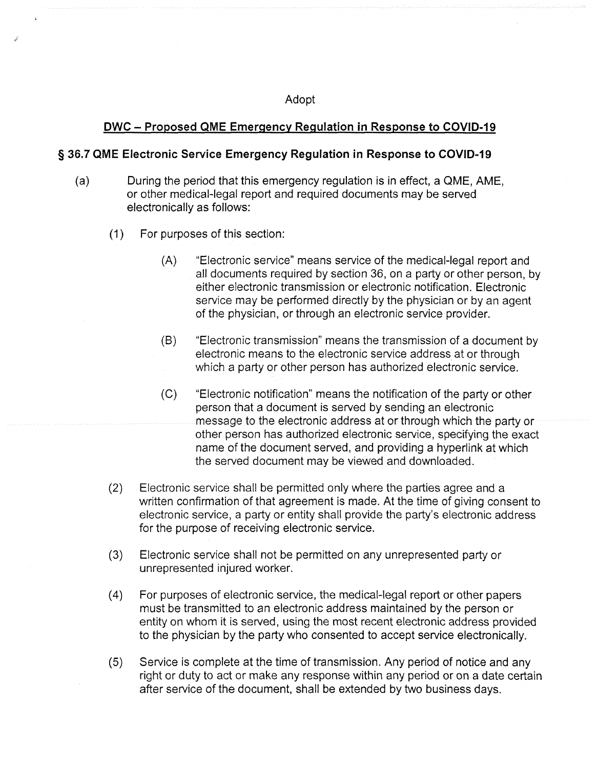Adopt

## DWC – Proposed QME Emergency Regulation in Response to COVID-19

### § 36.7 QME Electronic Service Emergency Regulation in Response to COVID-19

(a) During the period that this emergency regulation is in effect, a QME, AME, or other medical-legal report and required documents may be served electronically as follows:

(1) For purposes of this section:

(A) "Electronic service" means service of the medical-legal report and all documents required by section 36, on a party or other person, by either electronic transmission or electronic notification. Electronic service may be performed directly by the physician or by an agent of the physician, or through an electronic service provider.

(B) "Electronic transmission" means the transmission of a document by electronic means to the electronic service address at or through which a party or other person has authorized electronic service.

(C) "Electronic notification" means the notification of the party or other person that a document is served by sending an electronic message to the electronic address at or through which the party or other person has authorized electronic service, specifying the exact name of the document served, and providing a hyperlink at which the served document may be viewed and downloaded.

(2) Electronic service shall be permitted only where the parties agree and a written confirmation of that agreement is made. At the time of giving consent to electronic service, a party or entity shall provide the party's electronic address for the purpose of receiving electronic service.

(3) Electronic service shall not be permitted on any unrepresented party or unrepresented injured worker.

(4) For purposes of electronic service, the medical-legal report or other papers must be transmitted to an electronic address maintained by the person or entity on whom it is served, using the most recent electronic address provided to the physician by the party who consented to accept service electronically.

(5) Service is complete at the time of transmission. Any period of notice and any right or duty to act or make any response within any period or on a date certain after service of the document, shall be extended by two business days.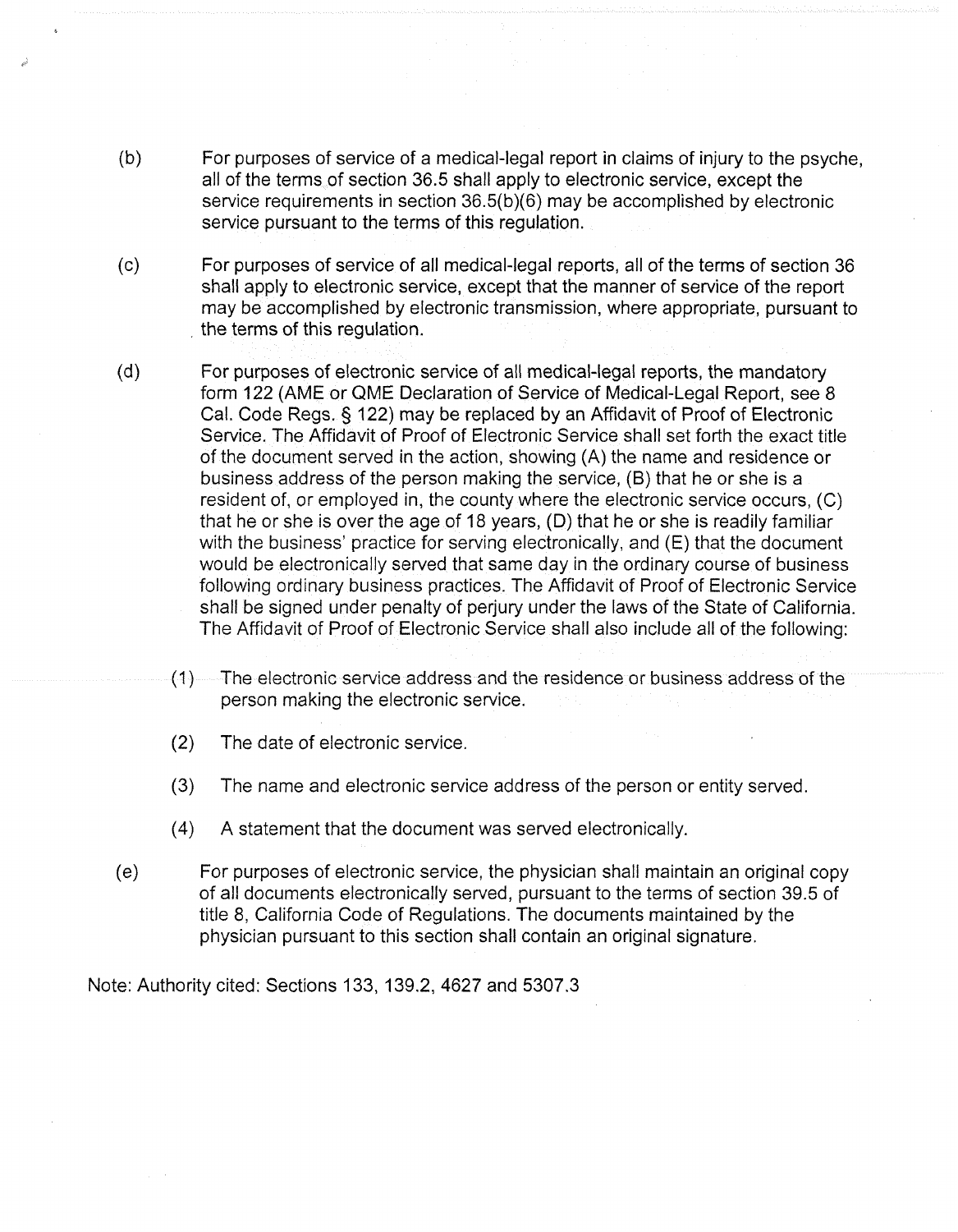(b) For purposes of service of a medical-legal report in claims of injury to the psyche, all of the terms of section 36.5 shall apply to electronic service, except the service requirements in section 36.5(b)(6) may be accomplished by electronic service pursuant to the terms of this regulation.

(c) For purposes of service of all medical-legal reports, all of the terms of section 36 shall apply to electronic service, except that the manner of service of the report may be accomplished by electronic transmission, where appropriate, pursuant to the terms of this regulation.

(d) For purposes of electronic service of all medical-legal reports, the mandatory form 122 (AME or QME Declaration of Service of Medical-Legal Report, see 8 Cal. Code Regs. § 122) may be replaced by an Affidavit of Proof of Electronic Service. The Affidavit of Proof of Electronic Service shall set forth the exact title of the document served in the action, showing (A) the name and residence or business address of the person making the service, (B) that he or she is a resident of, or employed in, the county where the electronic service occurs, (C) that he or she is over the age of 18 years, (D) that he or she is readily familiar with the business' practice for serving electronically, and (E) that the document would be electronically served that same day in the ordinary course of business following ordinary business practices. The Affidavit of Proof of Electronic Service shall be signed under penalty of perjury under the laws of the State of California. The Affidavit of Proof of Electronic Service shall also include all of the following:

(1) The electronic service address and the residence or business address of the person making the electronic service.

(2) The date of electronic service.

(3) The name and electronic service address of the person or entity served.

(4) A statement that the document was served electronically.

(e) For purposes of electronic service, the physician shall maintain an original copy of all documents electronically served, pursuant to the terms of section 39.5 of title 8, California Code of Regulations. The documents maintained by the physician pursuant to this section shall contain an original signature.

Note: Authority cited: Sections 133, 139.2, 4627 and 5307.3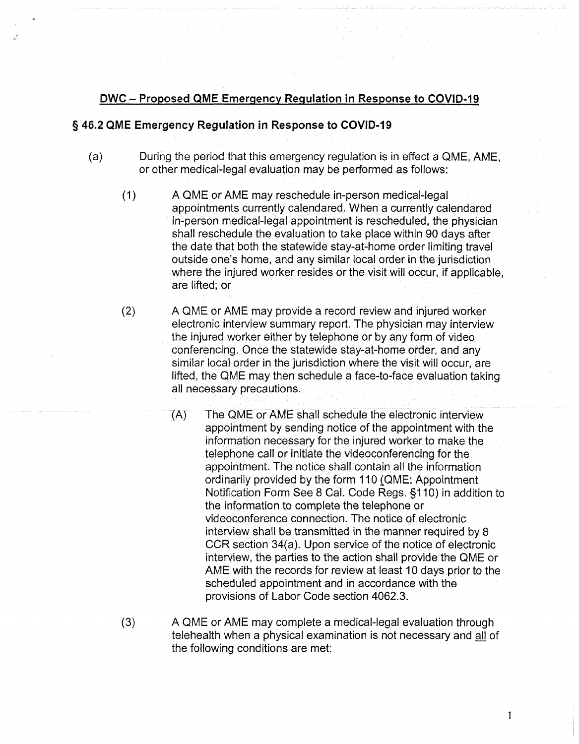**DWC – Proposed QME Emergency Regulation in Response to COVID-19**

## § 46.2 QME Emergency Regulation in Response to COVID-19

(a) During the period that this emergency regulation is in effect a QME, AME, or other medical-legal evaluation may be performed as follows:

(1) A QME or AME may reschedule in-person medical-legal appointments currently calendared. When a currently calendared in-person medical-legal appointment is rescheduled, the physician shall reschedule the evaluation to take place within 90 days after the date that both the statewide stay-at-home order limiting travel outside one's home, and any similar local order in the jurisdiction where the injured worker resides or the visit will occur, if applicable, are lifted; or

(2) A QME or AME may provide a record review and injured worker electronic interview summary report. The physician may interview the injured worker either by telephone or by any form of video conferencing. Once the statewide stay-at-home order, and any similar local order in the jurisdiction where the visit will occur, are lifted, the QME may then schedule a face-to-face evaluation taking all necessary precautions.

(A) The QME or AME shall schedule the electronic interview appointment by sending notice of the appointment with the information necessary for the injured worker to make the telephone call or initiate the videoconferencing for the appointment. The notice shall contain all the information ordinarily provided by the form 110 (QME: Appointment Notification Form See 8 Cal. Code Regs. §110) in addition to the information to complete the telephone or videoconference connection. The notice of electronic interview shall be transmitted in the manner required by 8 CCR section 34(a). Upon service of the notice of electronic interview, the parties to the action shall provide the QME or AME with the records for review at least 10 days prior to the scheduled appointment and in accordance with the provisions of Labor Code section 4062.3.

(3) A QME or AME may complete a medical-legal evaluation through telehealth when a physical examination is not necessary and <u>all</u> of the following conditions are met: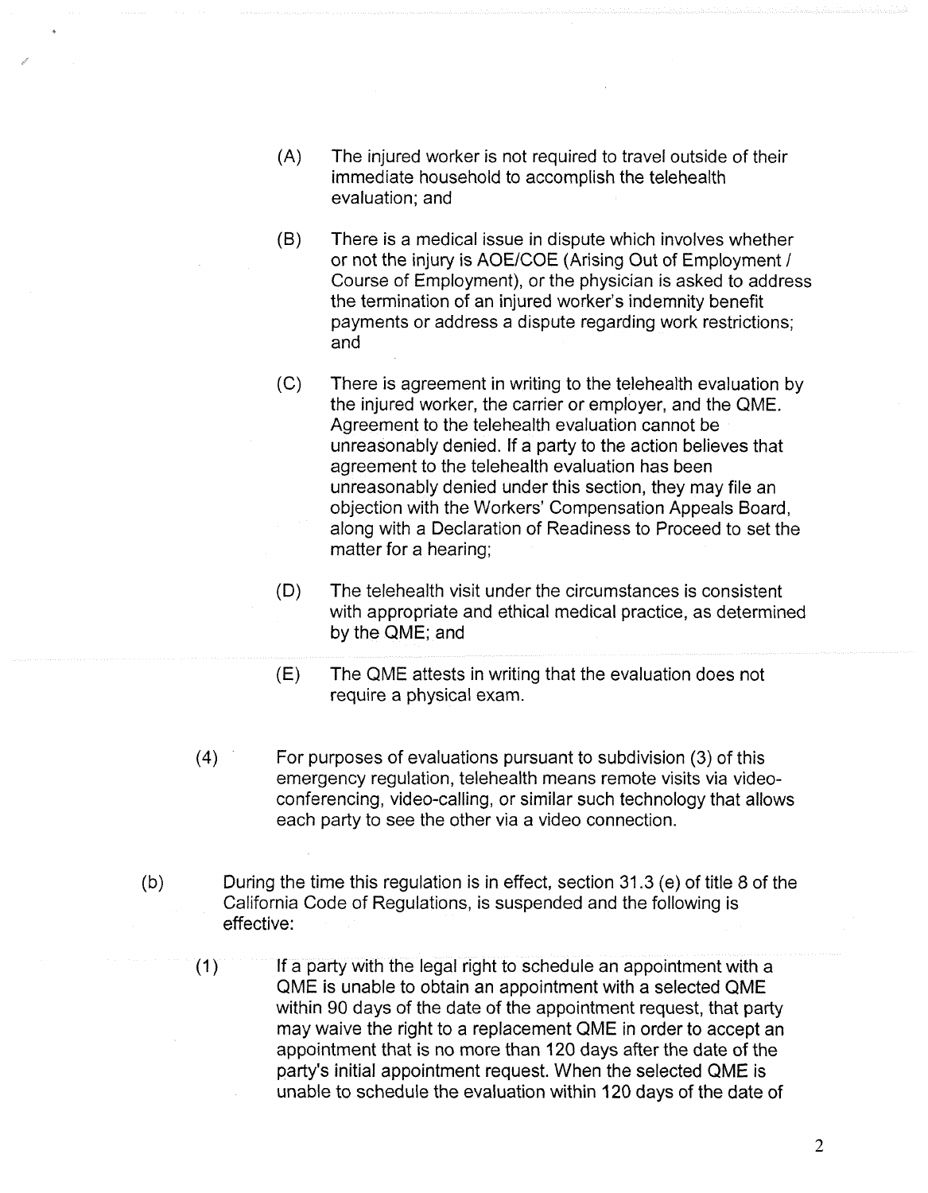(A) The injured worker is not required to travel outside of their immediate household to accomplish the telehealth evaluation; and

(B) There is a medical issue in dispute which involves whether or not the injury is AOE/COE (Arising Out of Employment / Course of Employment), or the physician is asked to address the termination of an injured worker's indemnity benefit payments or address a dispute regarding work restrictions; and

(C) There is agreement in writing to the telehealth evaluation by the injured worker, the carrier or employer, and the QME. Agreement to the telehealth evaluation cannot be unreasonably denied. If a party to the action believes that agreement to the telehealth evaluation has been unreasonably denied under this section, they may file an objection with the Workers' Compensation Appeals Board, along with a Declaration of Readiness to Proceed to set the matter for a hearing;

(D) The telehealth visit under the circumstances is consistent with appropriate and ethical medical practice, as determined by the QME; and

(E) The QME attests in writing that the evaluation does not require a physical exam.

(4) For purposes of evaluations pursuant to subdivision (3) of this emergency regulation, telehealth means remote visits via video-conferencing, video-calling, or similar such technology that allows each party to see the other via a video connection.

(b) During the time this regulation is in effect, section 31.3 (e) of title 8 of the California Code of Regulations, is suspended and the following is effective:

(1) If a party with the legal right to schedule an appointment with a QME is unable to obtain an appointment with a selected QME within 90 days of the date of the appointment request, that party may waive the right to a replacement QME in order to accept an appointment that is no more than 120 days after the date of the party's initial appointment request. When the selected QME is unable to schedule the evaluation within 120 days of the date of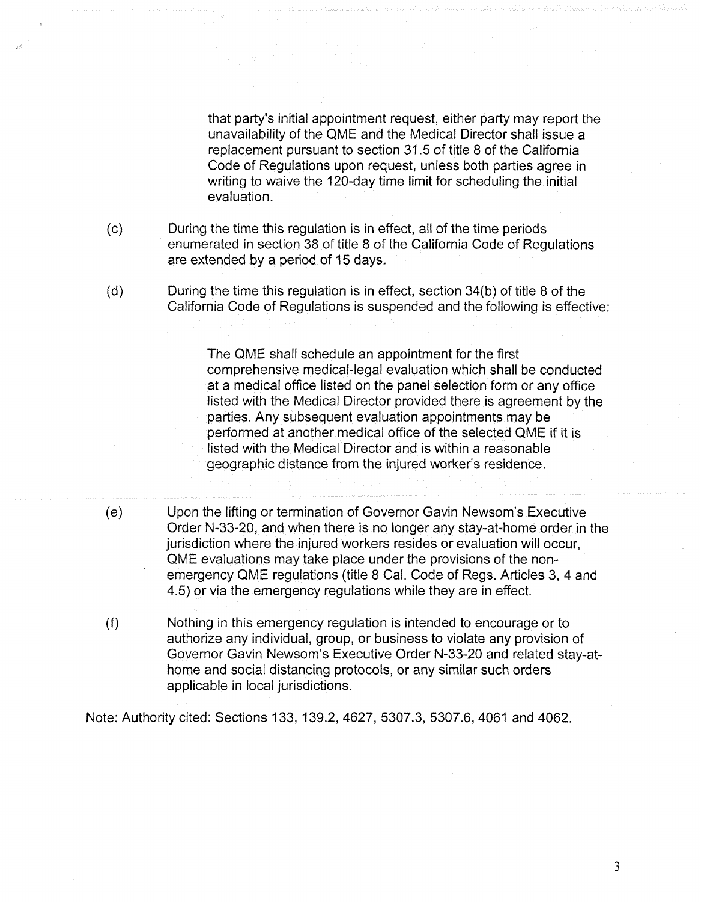that party's initial appointment request, either party may report the unavailability of the QME and the Medical Director shall issue a replacement pursuant to section 31.5 of title 8 of the California Code of Regulations upon request, unless both parties agree in writing to waive the 120-day time limit for scheduling the initial evaluation.

(c) During the time this regulation is in effect, all of the time periods enumerated in section 38 of title 8 of the California Code of Regulations are extended by a period of 15 days.

(d) During the time this regulation is in effect, section 34(b) of title 8 of the California Code of Regulations is suspended and the following is effective:

> The QME shall schedule an appointment for the first comprehensive medical-legal evaluation which shall be conducted at a medical office listed on the panel selection form or any office listed with the Medical Director provided there is agreement by the parties. Any subsequent evaluation appointments may be performed at another medical office of the selected QME if it is listed with the Medical Director and is within a reasonable geographic distance from the injured worker's residence.

(e) Upon the lifting or termination of Governor Gavin Newsom's Executive Order N-33-20, and when there is no longer any stay-at-home order in the jurisdiction where the injured workers resides or evaluation will occur, QME evaluations may take place under the provisions of the non-emergency QME regulations (title 8 Cal. Code of Regs. Articles 3, 4 and 4.5) or via the emergency regulations while they are in effect.

(f) Nothing in this emergency regulation is intended to encourage or to authorize any individual, group, or business to violate any provision of Governor Gavin Newsom's Executive Order N-33-20 and related stay-at-home and social distancing protocols, or any similar such orders applicable in local jurisdictions.

Note: Authority cited: Sections 133, 139.2, 4627, 5307.3, 5307.6, 4061 and 4062.